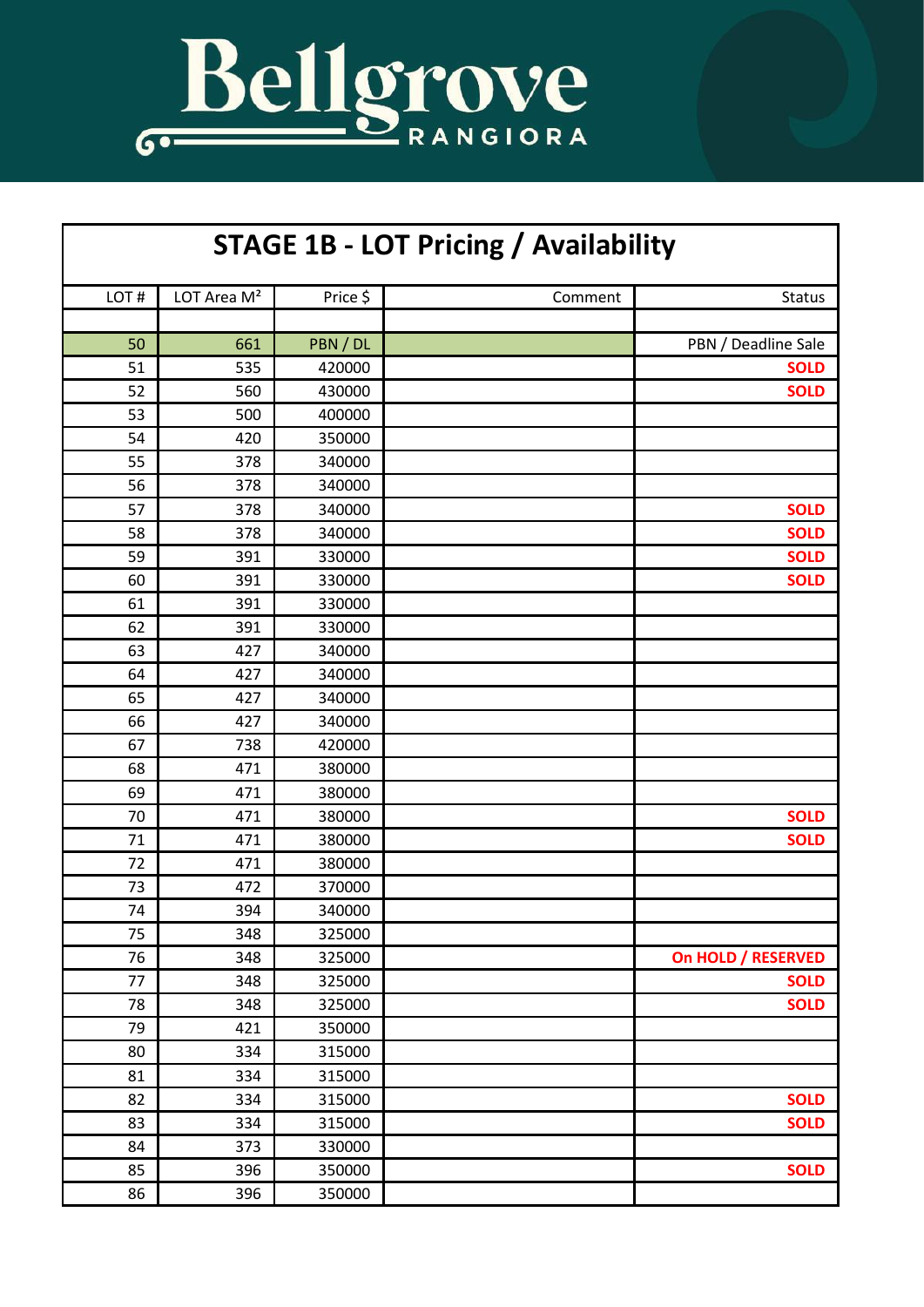# Bellgrove RANGIORA

## STAGE 1B - LOT Pricing / Availability

| LOT # | LOT Area M² | Price $ | Comment | Status |
|---|---|---|---|---|
| | | | | |
| 50 | 661 | PBN / DL | | PBN / Deadline Sale |
| 51 | 535 | 420000 | | **SOLD** |
| 52 | 560 | 430000 | | **SOLD** |
| 53 | 500 | 400000 | | |
| 54 | 420 | 350000 | | |
| 55 | 378 | 340000 | | |
| 56 | 378 | 340000 | | |
| 57 | 378 | 340000 | | **SOLD** |
| 58 | 378 | 340000 | | **SOLD** |
| 59 | 391 | 330000 | | **SOLD** |
| 60 | 391 | 330000 | | **SOLD** |
| 61 | 391 | 330000 | | |
| 62 | 391 | 330000 | | |
| 63 | 427 | 340000 | | |
| 64 | 427 | 340000 | | |
| 65 | 427 | 340000 | | |
| 66 | 427 | 340000 | | |
| 67 | 738 | 420000 | | |
| 68 | 471 | 380000 | | |
| 69 | 471 | 380000 | | |
| 70 | 471 | 380000 | | **SOLD** |
| 71 | 471 | 380000 | | **SOLD** |
| 72 | 471 | 380000 | | |
| 73 | 472 | 370000 | | |
| 74 | 394 | 340000 | | |
| 75 | 348 | 325000 | | |
| 76 | 348 | 325000 | | **On HOLD / RESERVED** |
| 77 | 348 | 325000 | | **SOLD** |
| 78 | 348 | 325000 | | **SOLD** |
| 79 | 421 | 350000 | | |
| 80 | 334 | 315000 | | |
| 81 | 334 | 315000 | | |
| 82 | 334 | 315000 | | **SOLD** |
| 83 | 334 | 315000 | | **SOLD** |
| 84 | 373 | 330000 | | |
| 85 | 396 | 350000 | | **SOLD** |
| 86 | 396 | 350000 | | |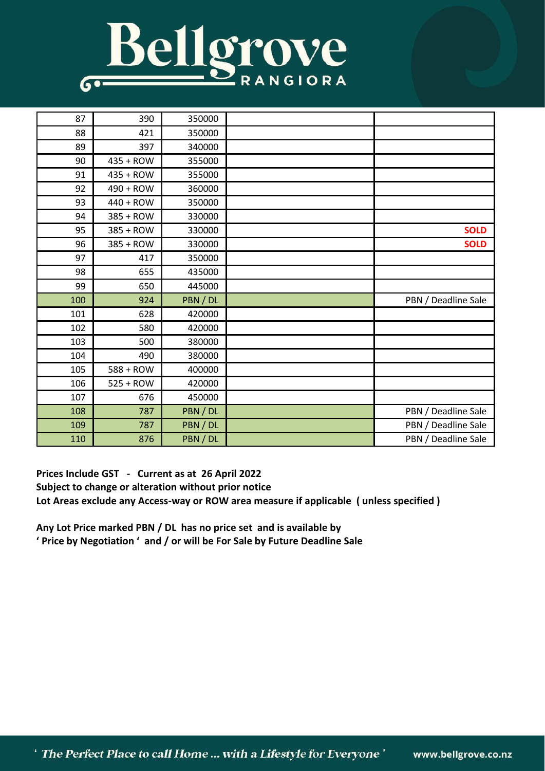# Bellgrove RANGIORA

| | | | | |
|---|---|---|---|---|
| 87 | 390 | 350000 | | |
| 88 | 421 | 350000 | | |
| 89 | 397 | 340000 | | |
| 90 | 435 + ROW | 355000 | | |
| 91 | 435 + ROW | 355000 | | |
| 92 | 490 + ROW | 360000 | | |
| 93 | 440 + ROW | 350000 | | |
| 94 | 385 + ROW | 330000 | | |
| 95 | 385 + ROW | 330000 | | **SOLD** |
| 96 | 385 + ROW | 330000 | | **SOLD** |
| 97 | 417 | 350000 | | |
| 98 | 655 | 435000 | | |
| 99 | 650 | 445000 | | |
| 100 | 924 | PBN / DL | | PBN / Deadline Sale |
| 101 | 628 | 420000 | | |
| 102 | 580 | 420000 | | |
| 103 | 500 | 380000 | | |
| 104 | 490 | 380000 | | |
| 105 | 588 + ROW | 400000 | | |
| 106 | 525 + ROW | 420000 | | |
| 107 | 676 | 450000 | | |
| 108 | 787 | PBN / DL | | PBN / Deadline Sale |
| 109 | 787 | PBN / DL | | PBN / Deadline Sale |
| 110 | 876 | PBN / DL | | PBN / Deadline Sale |

**Prices Include GST - Current as at 26 April 2022**
**Subject to change or alteration without prior notice**
**Lot Areas exclude any Access-way or ROW area measure if applicable ( unless specified )**

**Any Lot Price marked PBN / DL has no price set and is available by**
**' Price by Negotiation ' and / or will be For Sale by Future Deadline Sale**

*' The Perfect Place to call Home ... with a Lifestyle for Everyone '* www.bellgrove.co.nz